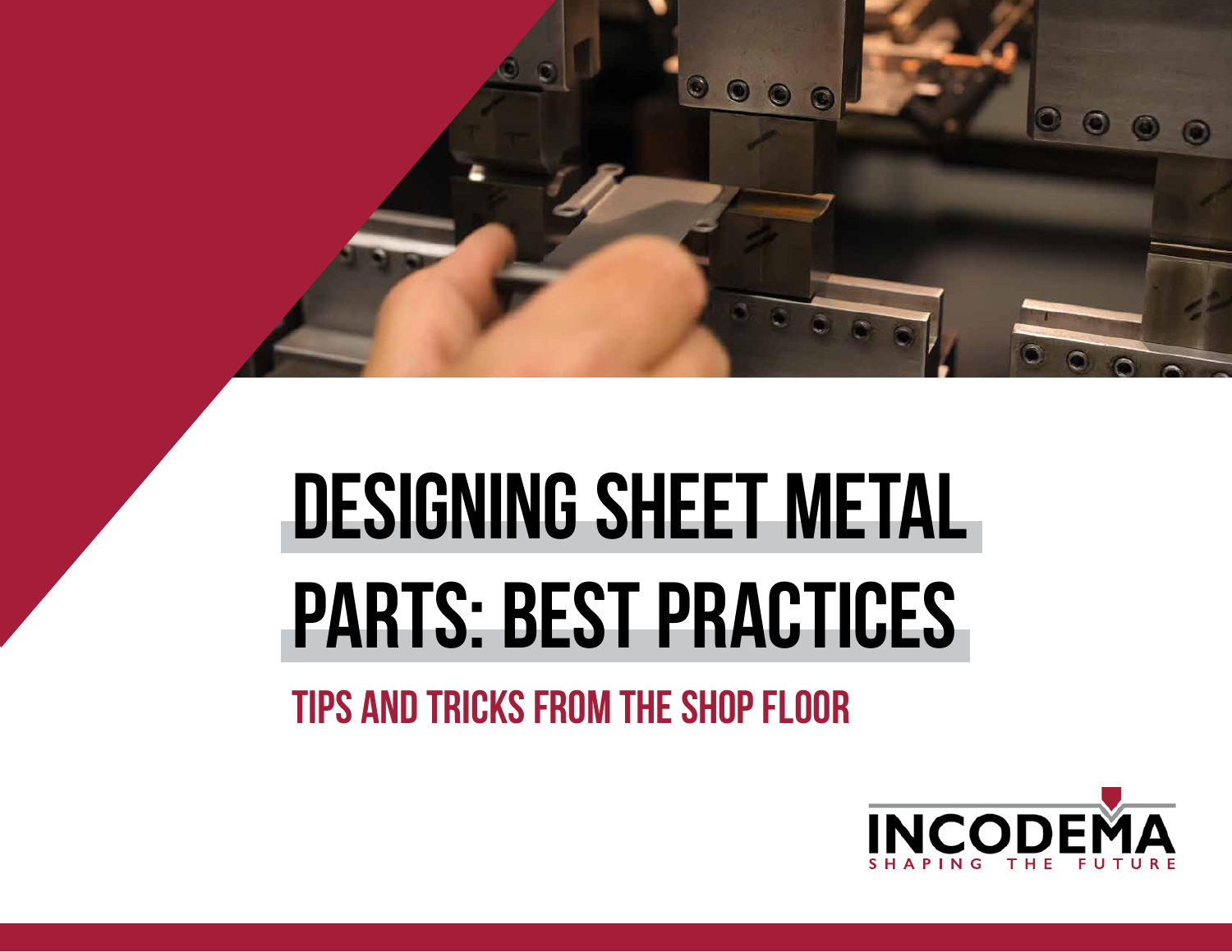# DESIGNING SHEET METAL PARTS: BEST PRACTICES

## TIPS AND TRICKS FROM THE SHOP FLOOR

INCODEMA
SHAPING THE FUTURE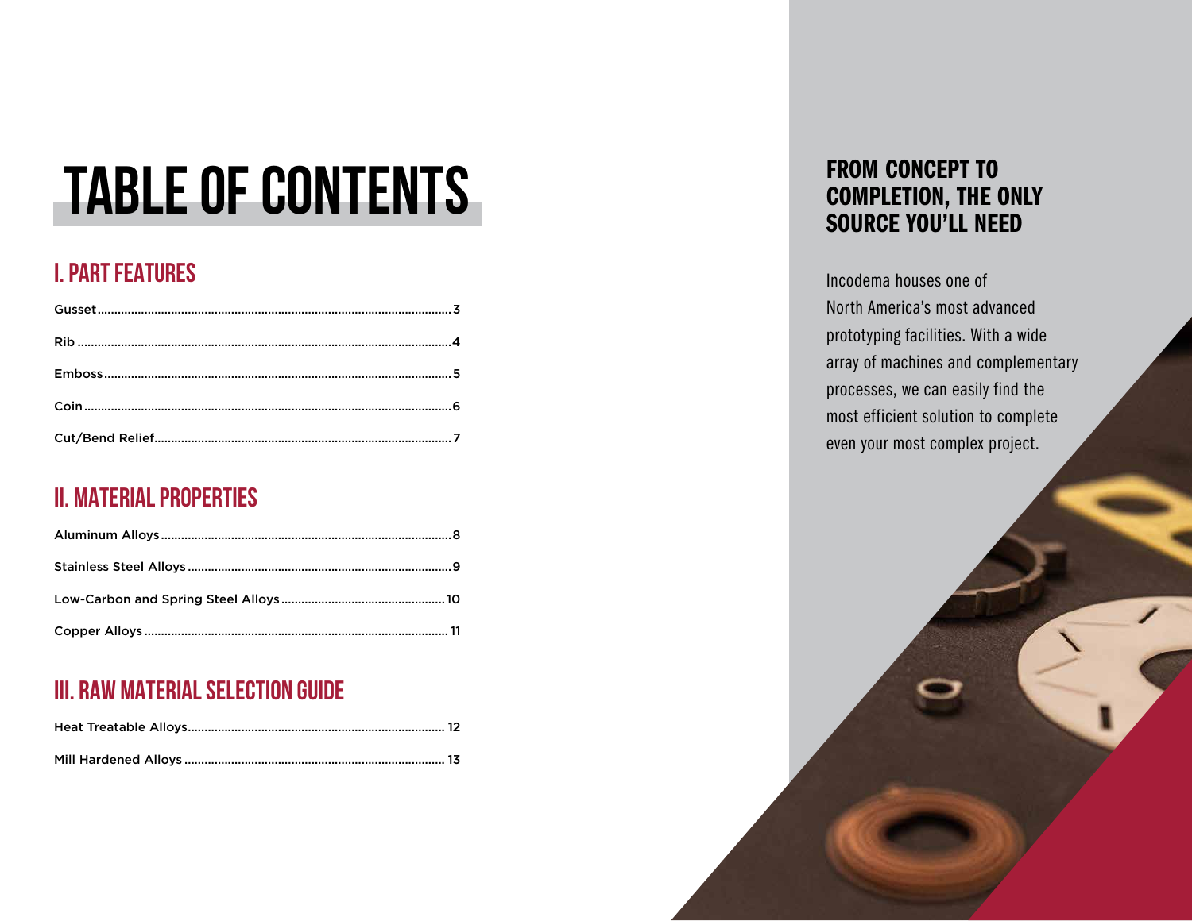# TABLE OF CONTENTS

## I. PART FEATURES

Gusset........................................................................................................3

Rib ..............................................................................................................4

Emboss.......................................................................................................5

Coin.............................................................................................................6

Cut/Bend Relief........................................................................................7

## II. MATERIAL PROPERTIES

Aluminum Alloys......................................................................................8

Stainless Steel Alloys..............................................................................9

Low-Carbon and Spring Steel Alloys.................................................10

Copper Alloys..........................................................................................11

## III. RAW MATERIAL SELECTION GUIDE

Heat Treatable Alloys............................................................................12

Mill Hardened Alloys.............................................................................13

## FROM CONCEPT TO COMPLETION, THE ONLY SOURCE YOU'LL NEED

Incodema houses one of North America's most advanced prototyping facilities. With a wide array of machines and complementary processes, we can easily find the most efficient solution to complete even your most complex project.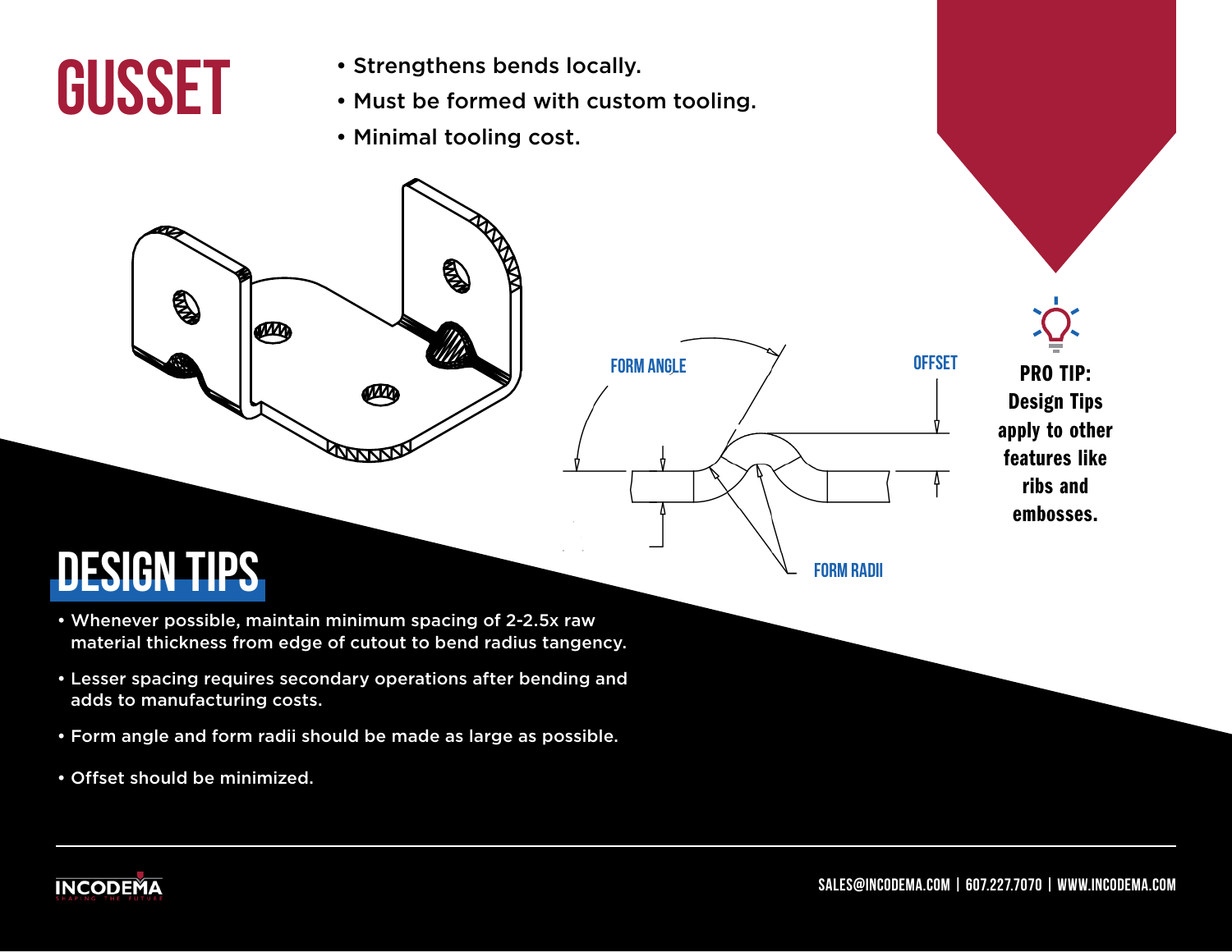# GUSSET

- Strengthens bends locally.
- Must be formed with custom tooling.
- Minimal tooling cost.

FORM ANGLE

OFFSET

FORM RADII

**PRO TIP:** Design Tips apply to other features like ribs and embosses.

## DESIGN TIPS

- Whenever possible, maintain minimum spacing of 2-2.5x raw material thickness from edge of cutout to bend radius tangency.
- Lesser spacing requires secondary operations after bending and adds to manufacturing costs.
- Form angle and form radii should be made as large as possible.
- Offset should be minimized.

SALES@INCODEMA.COM | 607.227.7070 | WWW.INCODEMA.COM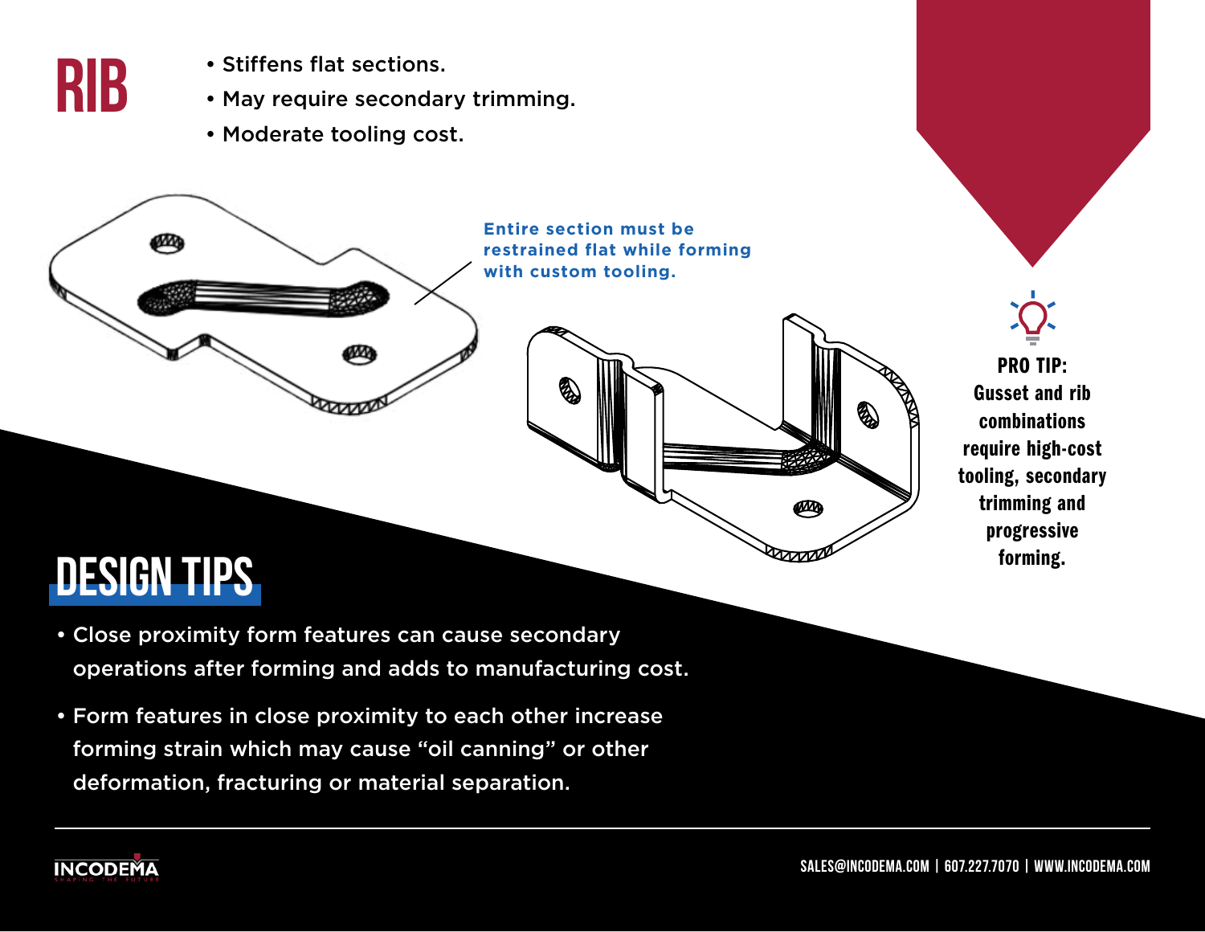# RIB

- Stiffens flat sections.
- May require secondary trimming.
- Moderate tooling cost.

Entire section must be restrained flat while forming with custom tooling.

**PRO TIP:** Gusset and rib combinations require high-cost tooling, secondary trimming and progressive forming.

## DESIGN TIPS

- Close proximity form features can cause secondary operations after forming and adds to manufacturing cost.
- Form features in close proximity to each other increase forming strain which may cause "oil canning" or other deformation, fracturing or material separation.

INCODEMA SHAPING THE FUTURE

SALES@INCODEMA.COM | 607.227.7070 | WWW.INCODEMA.COM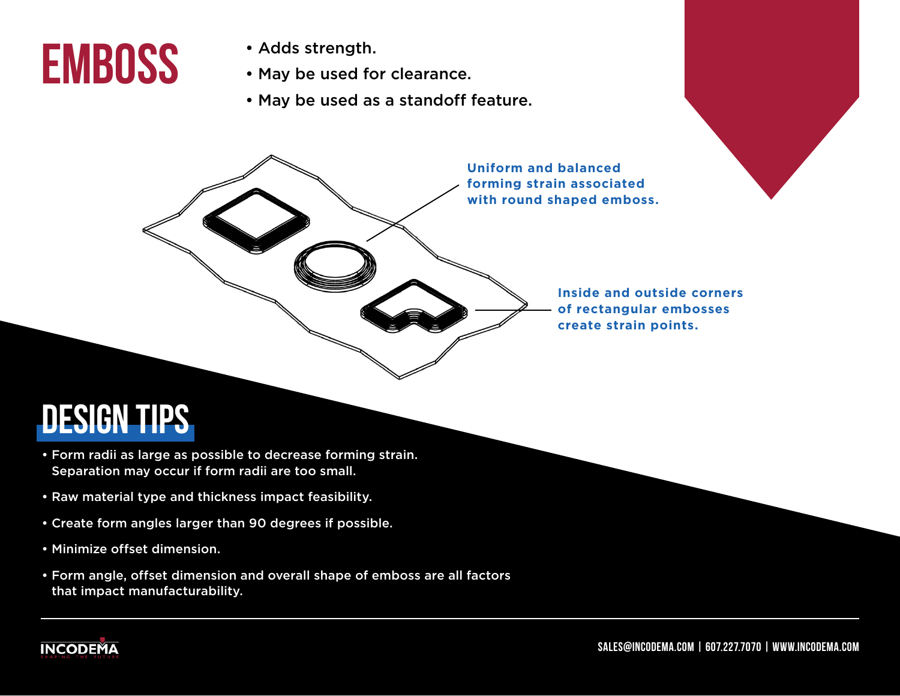# EMBOSS

- Adds strength.
- May be used for clearance.
- May be used as a standoff feature.

Uniform and balanced forming strain associated with round shaped emboss.

Inside and outside corners of rectangular embosses create strain points.

## DESIGN TIPS

- Form radii as large as possible to decrease forming strain. Separation may occur if form radii are too small.
- Raw material type and thickness impact feasibility.
- Create form angles larger than 90 degrees if possible.
- Minimize offset dimension.
- Form angle, offset dimension and overall shape of emboss are all factors that impact manufacturability.

INCODEMA
SHAPING THE FUTURE

SALES@INCODEMA.COM | 607.227.7070 | WWW.INCODEMA.COM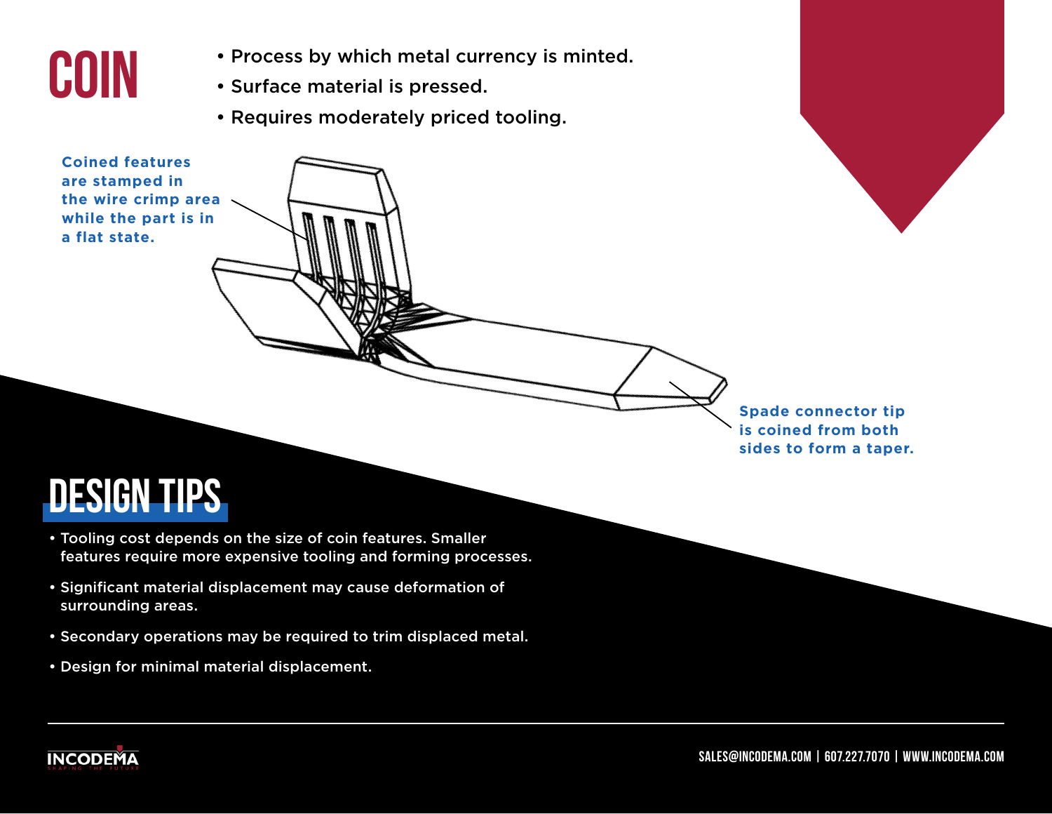# COIN

- Process by which metal currency is minted.
- Surface material is pressed.
- Requires moderately priced tooling.

Coined features are stamped in the wire crimp area while the part is in a flat state.

Spade connector tip is coined from both sides to form a taper.

## DESIGN TIPS

- Tooling cost depends on the size of coin features. Smaller features require more expensive tooling and forming processes.
- Significant material displacement may cause deformation of surrounding areas.
- Secondary operations may be required to trim displaced metal.
- Design for minimal material displacement.

SALES@INCODEMA.COM | 607.227.7070 | WWW.INCODEMA.COM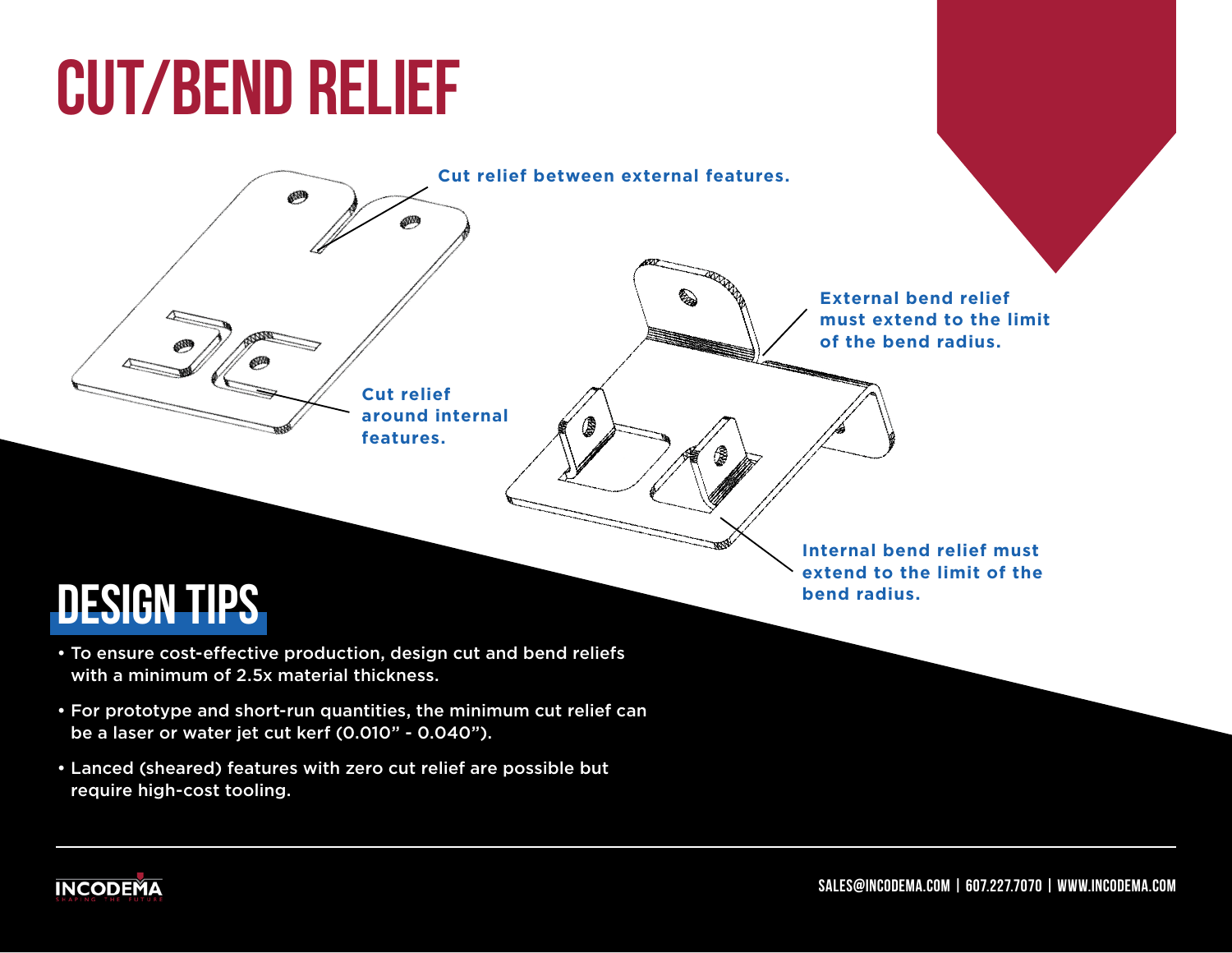# CUT/BEND RELIEF

Cut relief between external features.

Cut relief around internal features.

External bend relief must extend to the limit of the bend radius.

Internal bend relief must extend to the limit of the bend radius.

## DESIGN TIPS

- To ensure cost-effective production, design cut and bend reliefs with a minimum of 2.5x material thickness.
- For prototype and short-run quantities, the minimum cut relief can be a laser or water jet cut kerf (0.010" - 0.040").
- Lanced (sheared) features with zero cut relief are possible but require high-cost tooling.

INCODEMA SHAPING THE FUTURE

SALES@INCODEMA.COM | 607.227.7070 | WWW.INCODEMA.COM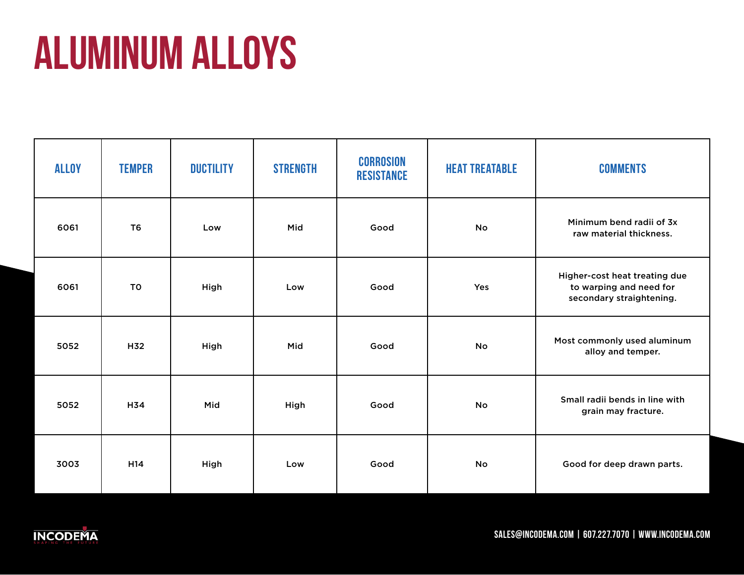# ALUMINUM ALLOYS

| ALLOY | TEMPER | DUCTILITY | STRENGTH | CORROSION RESISTANCE | HEAT TREATABLE | COMMENTS |
|---|---|---|---|---|---|---|
| 6061 | T6 | Low | Mid | Good | No | Minimum bend radii of 3x raw material thickness. |
| 6061 | TO | High | Low | Good | Yes | Higher-cost heat treating due to warping and need for secondary straightening. |
| 5052 | H32 | High | Mid | Good | No | Most commonly used aluminum alloy and temper. |
| 5052 | H34 | Mid | High | Good | No | Small radii bends in line with grain may fracture. |
| 3003 | H14 | High | Low | Good | No | Good for deep drawn parts. |

INCODEMA
SHAPING THE FUTURE

SALES@INCODEMA.COM | 607.227.7070 | WWW.INCODEMA.COM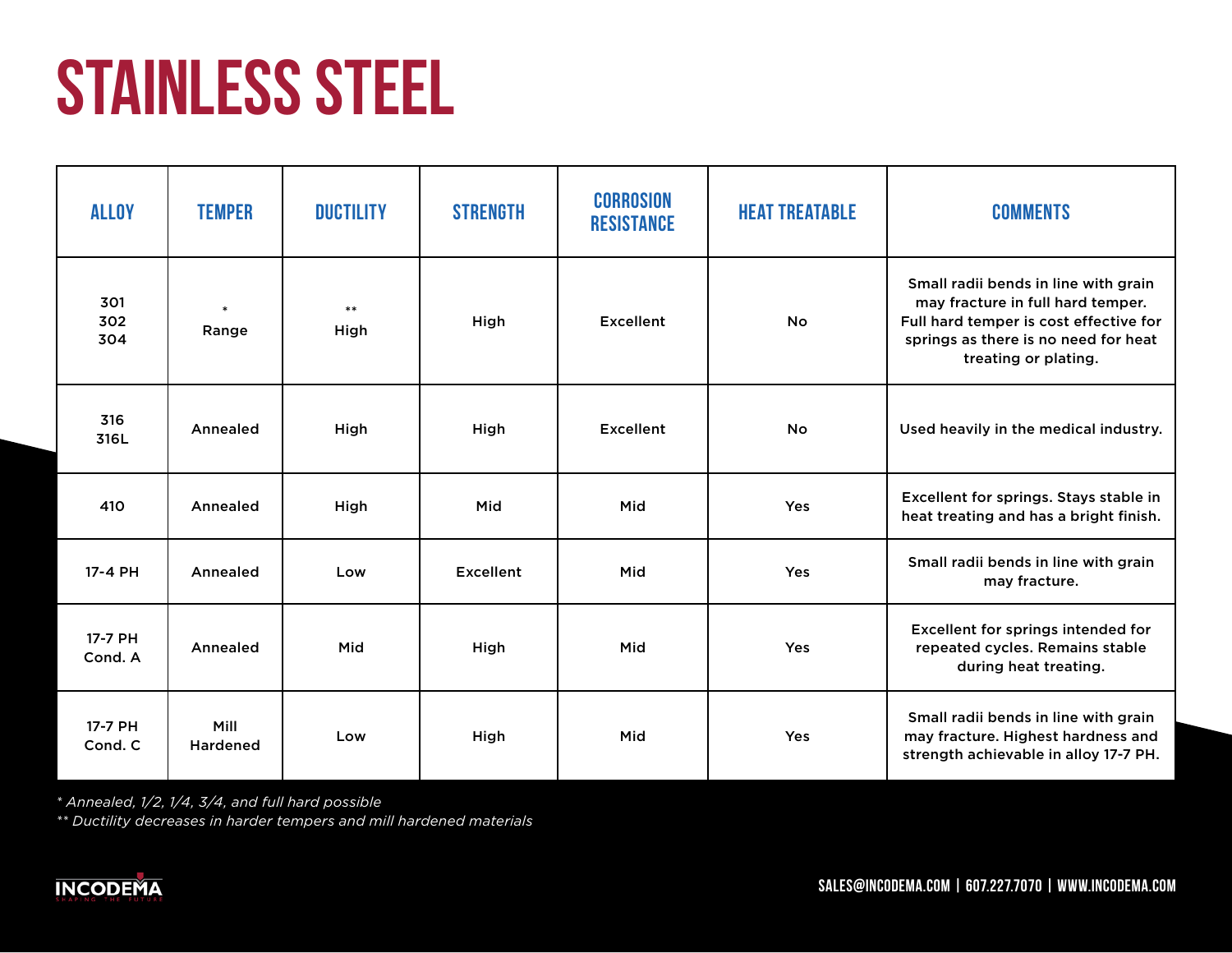# STAINLESS STEEL

| ALLOY | TEMPER | DUCTILITY | STRENGTH | CORROSION RESISTANCE | HEAT TREATABLE | COMMENTS |
|---|---|---|---|---|---|---|
| 301<br>302<br>304 | *<br>Range | **<br>High | High | Excellent | No | Small radii bends in line with grain may fracture in full hard temper. Full hard temper is cost effective for springs as there is no need for heat treating or plating. |
| 316<br>316L | Annealed | High | High | Excellent | No | Used heavily in the medical industry. |
| 410 | Annealed | High | Mid | Mid | Yes | Excellent for springs. Stays stable in heat treating and has a bright finish. |
| 17-4 PH | Annealed | Low | Excellent | Mid | Yes | Small radii bends in line with grain may fracture. |
| 17-7 PH<br>Cond. A | Annealed | Mid | High | Mid | Yes | Excellent for springs intended for repeated cycles. Remains stable during heat treating. |
| 17-7 PH<br>Cond. C | Mill Hardened | Low | High | Mid | Yes | Small radii bends in line with grain may fracture. Highest hardness and strength achievable in alloy 17-7 PH. |

*\* Annealed, 1/2, 1/4, 3/4, and full hard possible*
*\*\* Ductility decreases in harder tempers and mill hardened materials*

INCODEMA

SALES@INCODEMA.COM | 607.227.7070 | WWW.INCODEMA.COM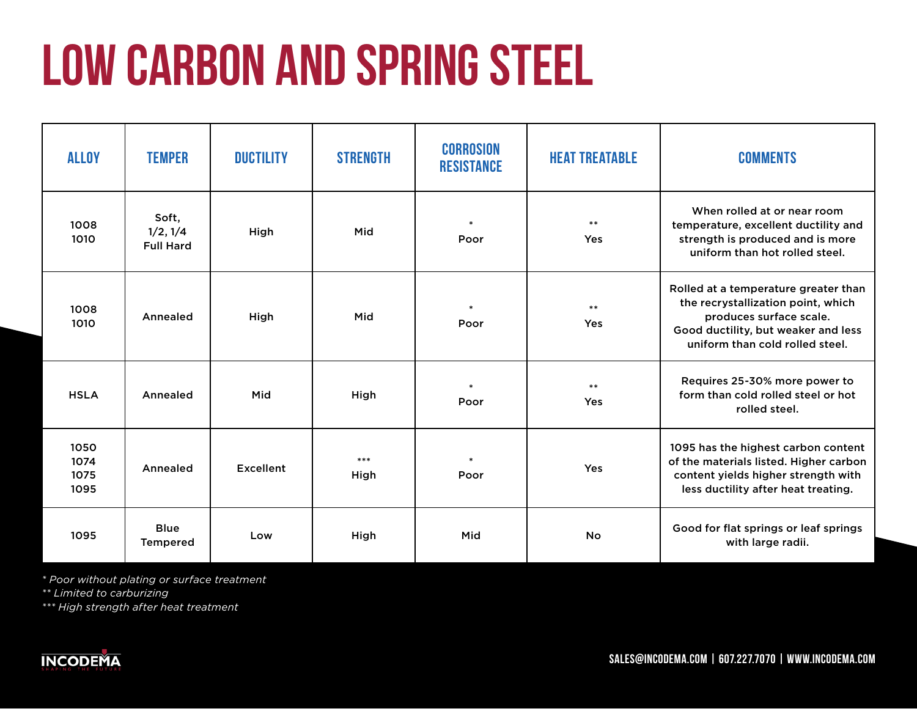# LOW CARBON AND SPRING STEEL

| ALLOY | TEMPER | DUCTILITY | STRENGTH | CORROSION RESISTANCE | HEAT TREATABLE | COMMENTS |
|---|---|---|---|---|---|---|
| 1008<br>1010 | Soft,<br>1/2, 1/4<br>Full Hard | High | Mid | * Poor | ** Yes | When rolled at or near room temperature, excellent ductility and strength is produced and is more uniform than hot rolled steel. |
| 1008<br>1010 | Annealed | High | Mid | * Poor | ** Yes | Rolled at a temperature greater than the recrystallization point, which produces surface scale. Good ductility, but weaker and less uniform than cold rolled steel. |
| HSLA | Annealed | Mid | High | * Poor | ** Yes | Requires 25-30% more power to form than cold rolled steel or hot rolled steel. |
| 1050<br>1074<br>1075<br>1095 | Annealed | Excellent | *** High | * Poor | Yes | 1095 has the highest carbon content of the materials listed. Higher carbon content yields higher strength with less ductility after heat treating. |
| 1095 | Blue Tempered | Low | High | Mid | No | Good for flat springs or leaf springs with large radii. |

*\* Poor without plating or surface treatment*
*\*\* Limited to carburizing*
*\*\*\* High strength after heat treatment*

INCODEMA
SHAPING THE FUTURE

SALES@INCODEMA.COM | 607.227.7070 | WWW.INCODEMA.COM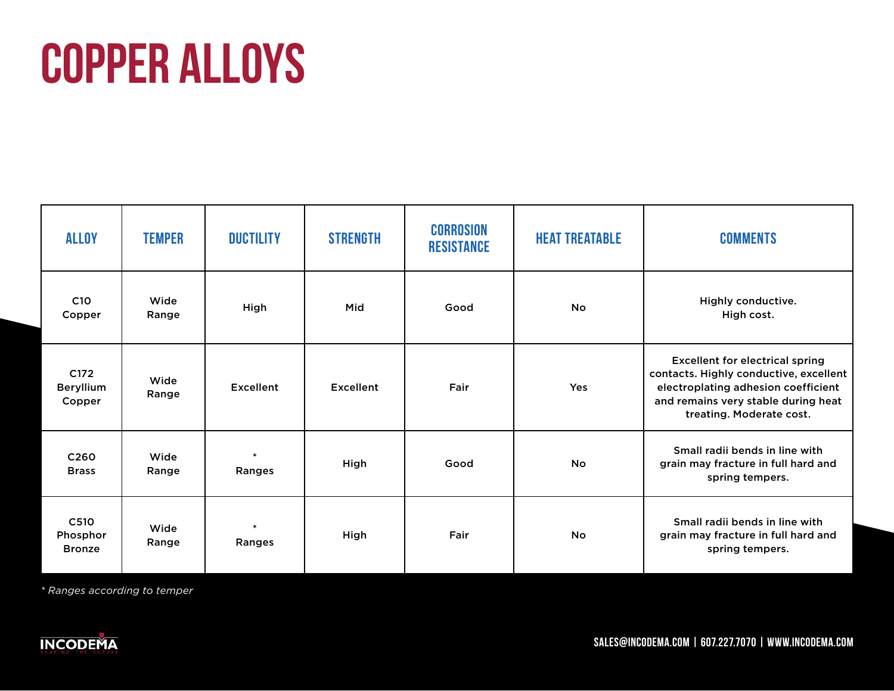# COPPER ALLOYS

| ALLOY | TEMPER | DUCTILITY | STRENGTH | CORROSION RESISTANCE | HEAT TREATABLE | COMMENTS |
|---|---|---|---|---|---|---|
| C10 Copper | Wide Range | High | Mid | Good | No | Highly conductive. High cost. |
| C172 Beryllium Copper | Wide Range | Excellent | Excellent | Fair | Yes | Excellent for electrical spring contacts. Highly conductive, excellent electroplating adhesion coefficient and remains very stable during heat treating. Moderate cost. |
| C260 Brass | Wide Range | * Ranges | High | Good | No | Small radii bends in line with grain may fracture in full hard and spring tempers. |
| C510 Phosphor Bronze | Wide Range | * Ranges | High | Fair | No | Small radii bends in line with grain may fracture in full hard and spring tempers. |

*\* Ranges according to temper*

SALES@INCODEMA.COM | 607.227.7070 | WWW.INCODEMA.COM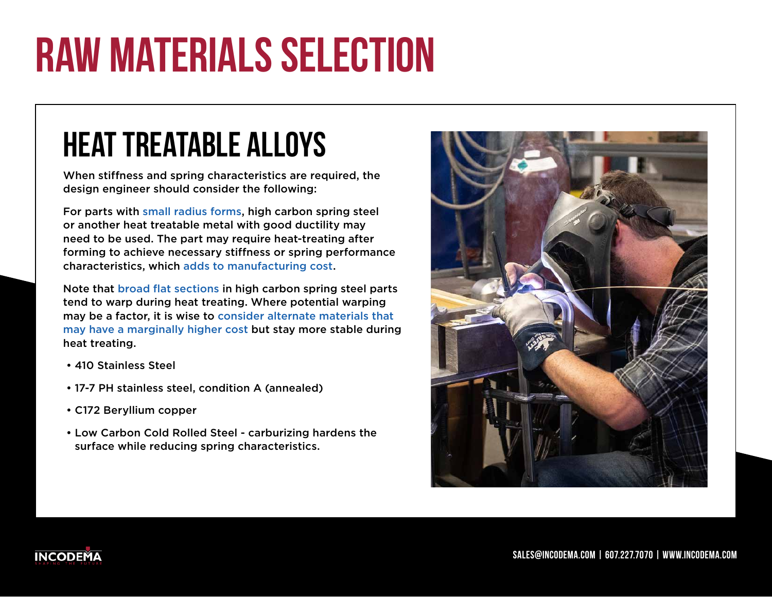# RAW MATERIALS SELECTION

## HEAT TREATABLE ALLOYS

When stiffness and spring characteristics are required, the design engineer should consider the following:

For parts with small radius forms, high carbon spring steel or another heat treatable metal with good ductility may need to be used. The part may require heat-treating after forming to achieve necessary stiffness or spring performance characteristics, which adds to manufacturing cost.

Note that broad flat sections in high carbon spring steel parts tend to warp during heat treating. Where potential warping may be a factor, it is wise to consider alternate materials that may have a marginally higher cost but stay more stable during heat treating.

- 410 Stainless Steel
- 17-7 PH stainless steel, condition A (annealed)
- C172 Beryllium copper
- Low Carbon Cold Rolled Steel - carburizing hardens the surface while reducing spring characteristics.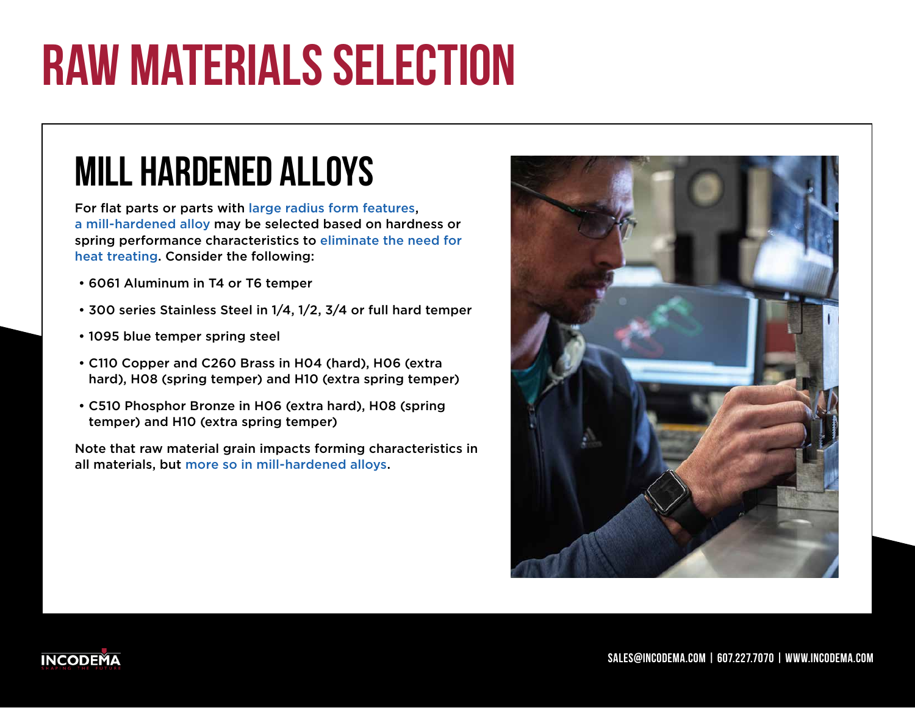# RAW MATERIALS SELECTION

## MILL HARDENED ALLOYS

For flat parts or parts with large radius form features, a mill-hardened alloy may be selected based on hardness or spring performance characteristics to eliminate the need for heat treating. Consider the following:

- 6061 Aluminum in T4 or T6 temper
- 300 series Stainless Steel in 1/4, 1/2, 3/4 or full hard temper
- 1095 blue temper spring steel
- C110 Copper and C260 Brass in H04 (hard), H06 (extra hard), H08 (spring temper) and H10 (extra spring temper)
- C510 Phosphor Bronze in H06 (extra hard), H08 (spring temper) and H10 (extra spring temper)

Note that raw material grain impacts forming characteristics in all materials, but more so in mill-hardened alloys.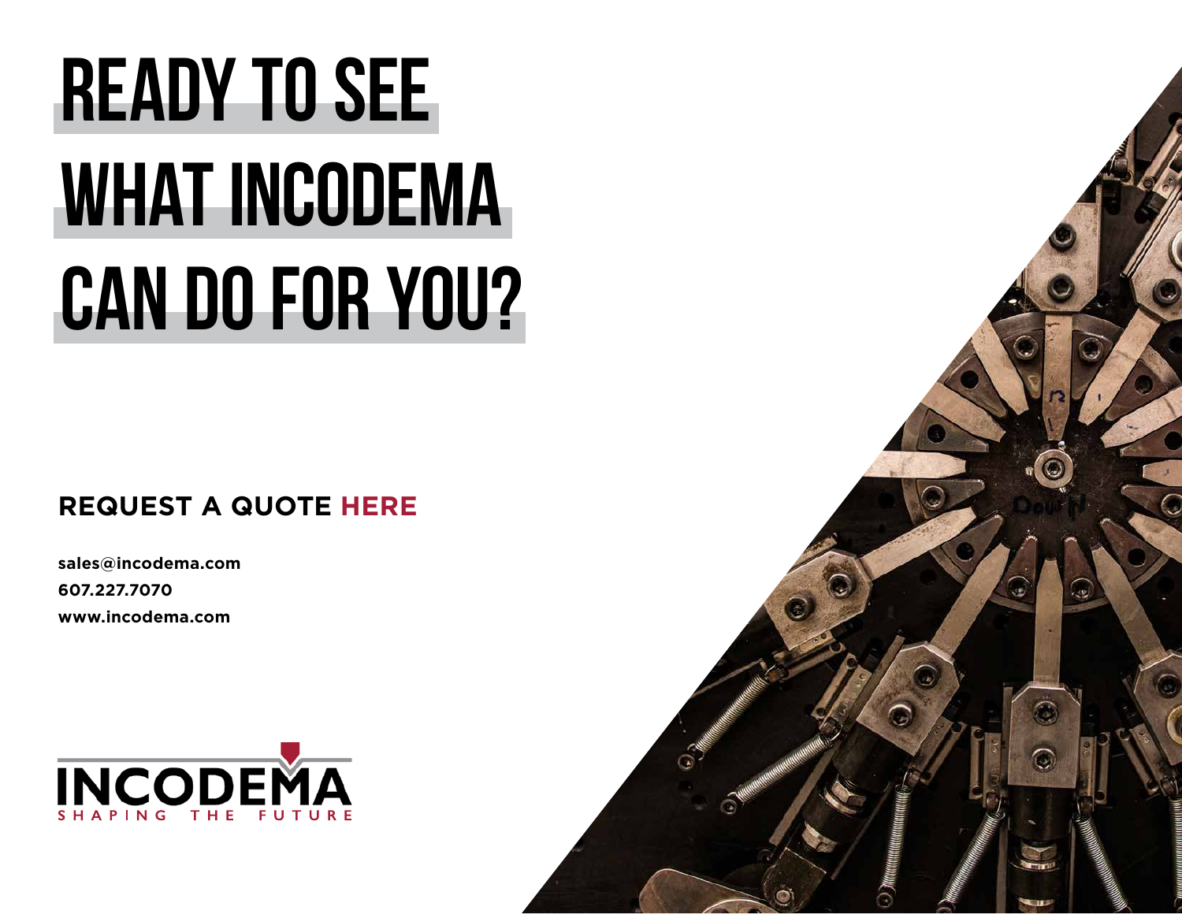# READY TO SEE WHAT INCODEMA CAN DO FOR YOU?

**REQUEST A QUOTE HERE**

**sales@incodema.com**
**607.227.7070**
**www.incodema.com**

INCODEMA
SHAPING THE FUTURE